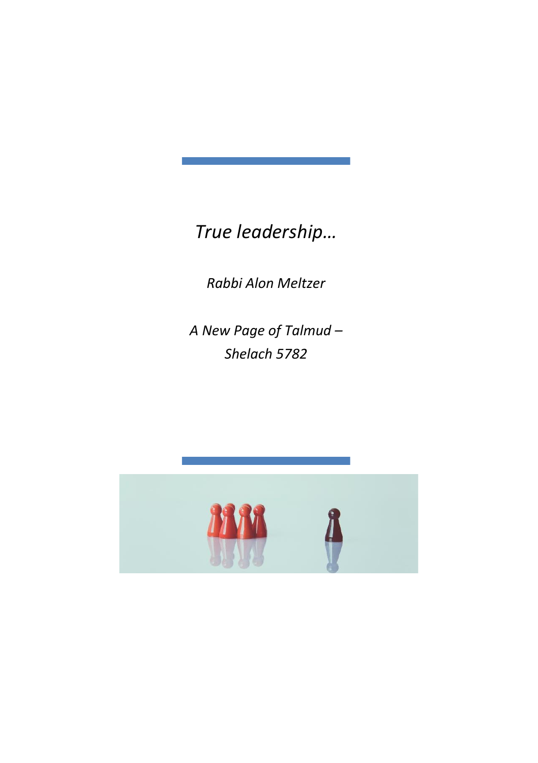# *True leadership…*

*Rabbi Alon Meltzer*

*A New Page of Talmud – Shelach 5782*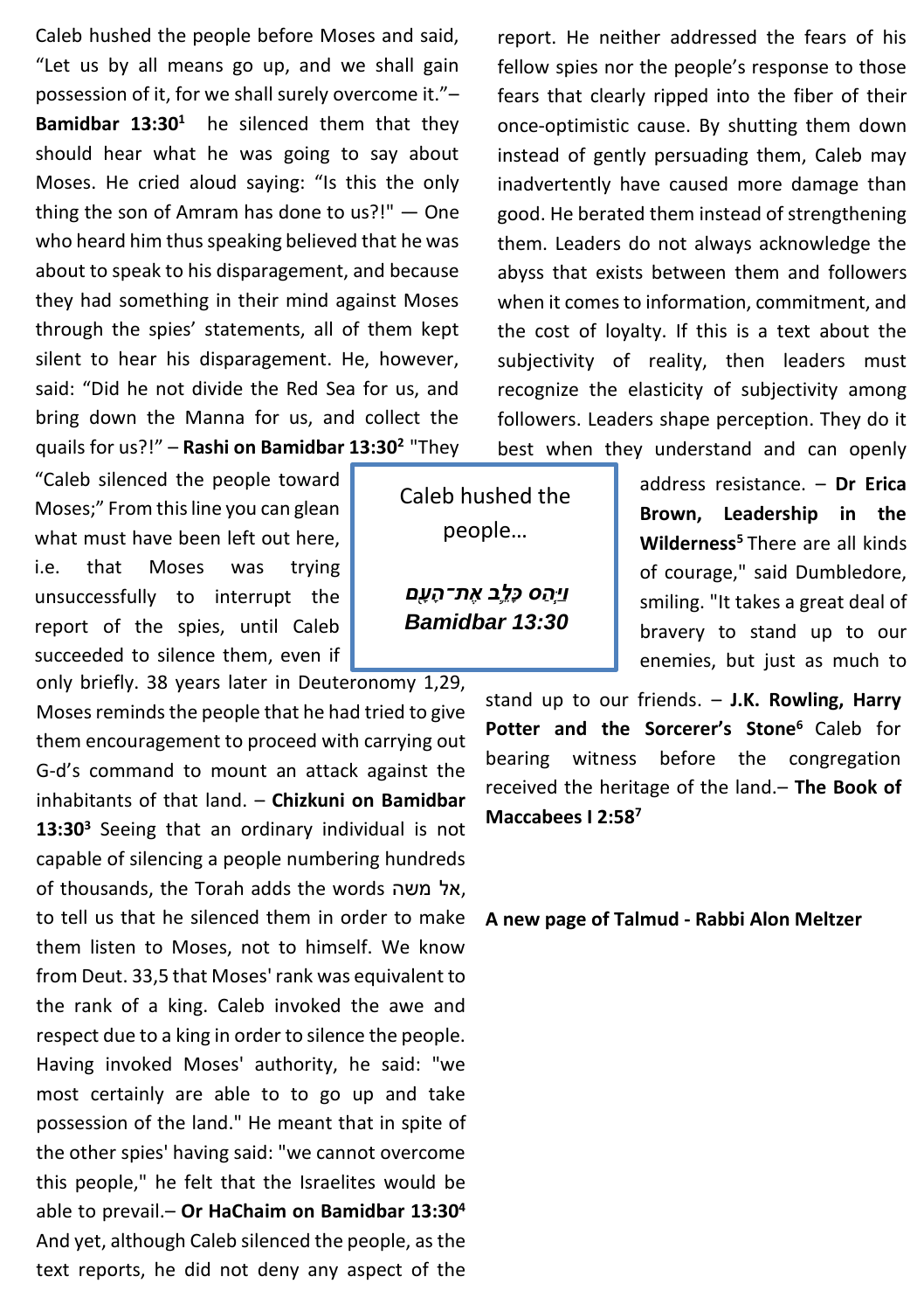Caleb hushed the people before Moses and said, "Let us by all means go up, and we shall gain possession of it, for we shall surely overcome it."– **Bamidbar 13:30**[1] he silenced them that they should hear what he was going to say about Moses. He cried aloud saying: "Is this the only thing the son of Amram has done to us?!" — One who heard him thus speaking believed that he was about to speak to his disparagement, and because they had something in their mind against Moses through the spies' statements, all of them kept silent to hear his disparagement. He, however, said: "Did he not divide the Red Sea for us, and bring down the Manna for us, and collect the quails for us?!" – **Rashi on Bamidbar 13:30**[2] "They "Caleb silenced the people toward Moses;" From this line you can glean what must have been left out here, i.e. that Moses was trying unsuccessfully to interrupt the report of the spies, until Caleb succeeded to silence them, even if only briefly. 38 years later in Deuteronomy 1,29, Moses reminds the people that he had tried to give them encouragement to proceed with carrying out G-d's command to mount an attack against the inhabitants of that land. – **Chizkuni on Bamidbar 13:30**[3] Seeing that an ordinary individual is not capable of silencing a people numbering hundreds of thousands, the Torah adds the words אל משה, to tell us that he silenced them in order to make them listen to Moses, not to himself. We know from Deut. 33,5 that Moses' rank was equivalent to the rank of a king. Caleb invoked the awe and respect due to a king in order to silence the people. Having invoked Moses' authority, he said: "we most certainly are able to to go up and take possession of the land." He meant that in spite of the other spies' having said: "we cannot overcome this people," he felt that the Israelites would be able to prevail.– **Or HaChaim on Bamidbar 13:30**[4] And yet, although Caleb silenced the people, as the text reports, he did not deny any aspect of the report. He neither addressed the fears of his fellow spies nor the people's response to those fears that clearly ripped into the fiber of their once-optimistic cause. By shutting them down instead of gently persuading them, Caleb may inadvertently have caused more damage than good. He berated them instead of strengthening them. Leaders do not always acknowledge the abyss that exists between them and followers when it comes to information, commitment, and the cost of loyalty. If this is a text about the subjectivity of reality, then leaders must recognize the elasticity of subjectivity among followers. Leaders shape perception. They do it best when they understand and can openly address resistance. – **Dr Erica Brown, Leadership in the Wilderness**[5] There are all kinds of courage," said Dumbledore, smiling. "It takes a great deal of bravery to stand up to our enemies, but just as much to stand up to our friends. – **J.K. Rowling, Harry Potter and the Sorcerer's Stone**[6] Caleb for bearing witness before the congregation received the heritage of the land.– **The Book of Maccabees I 2:58**[7]

> Caleb hushed the people…
>
> ***וַיַּהַס כָּלֵב אֶת־הָעָם***
> ***Bamidbar 13:30***

**A new page of Talmud - Rabbi Alon Meltzer**